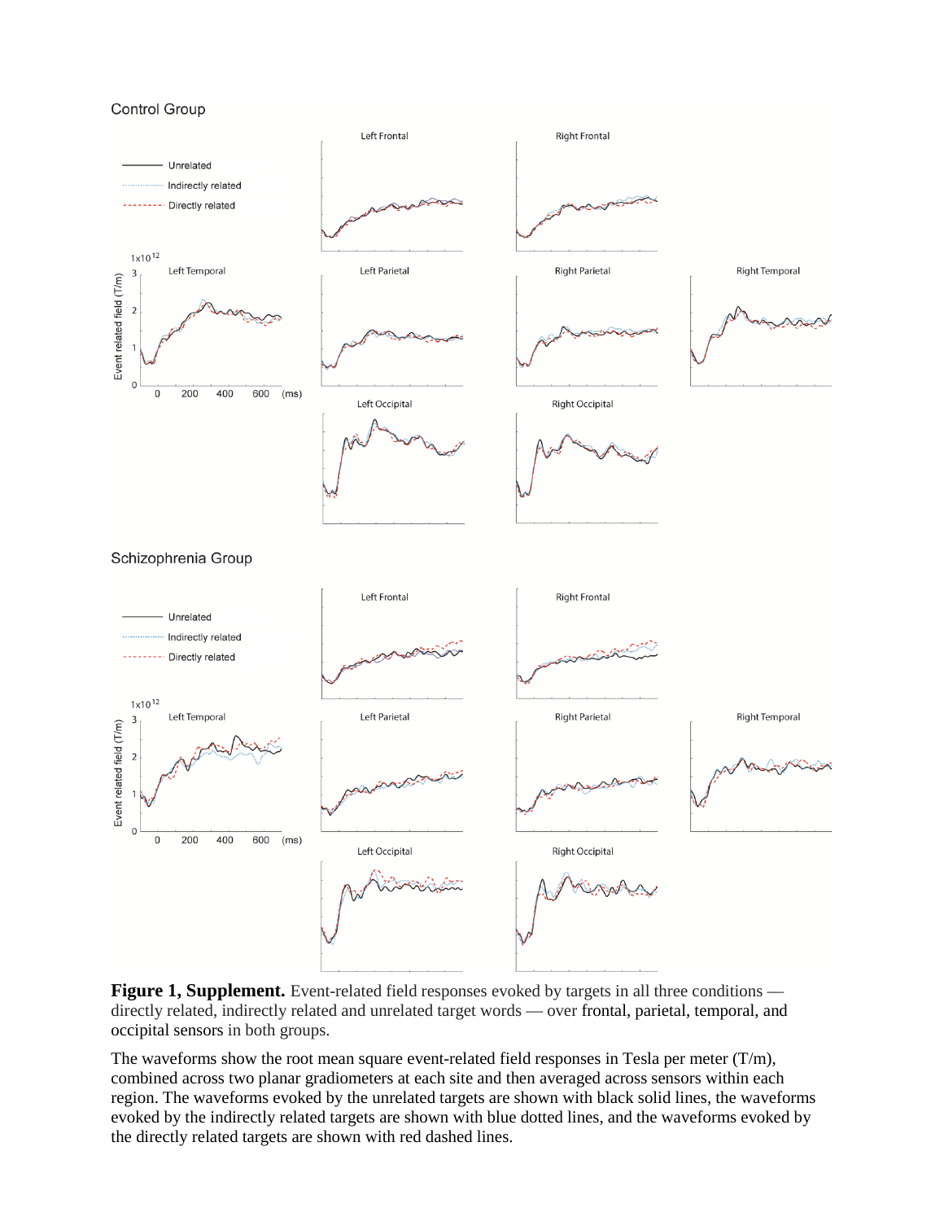Control Group

Left Frontal

Right Frontal

Unrelated

Indirectly related

Directly related

$1x10^{12}$

Event related field (T/m)

3

2

1

0

Left Temporal

0 200 400 600 (ms)

Left Parietal

Right Parietal

Right Temporal

Left Occipital

Right Occipital

Schizophrenia Group

Left Frontal

Right Frontal

Unrelated

Indirectly related

Directly related

$1x10^{12}$

Event related field (T/m)

3

2

1

0

Left Temporal

0 200 400 600 (ms)

Left Parietal

Right Parietal

Right Temporal

Left Occipital

Right Occipital

**Figure 1, Supplement.** Event-related field responses evoked by targets in all three conditions — directly related, indirectly related and unrelated target words — over frontal, parietal, temporal, and occipital sensors in both groups.

The waveforms show the root mean square event-related field responses in Tesla per meter (T/m), combined across two planar gradiometers at each site and then averaged across sensors within each region. The waveforms evoked by the unrelated targets are shown with black solid lines, the waveforms evoked by the indirectly related targets are shown with blue dotted lines, and the waveforms evoked by the directly related targets are shown with red dashed lines.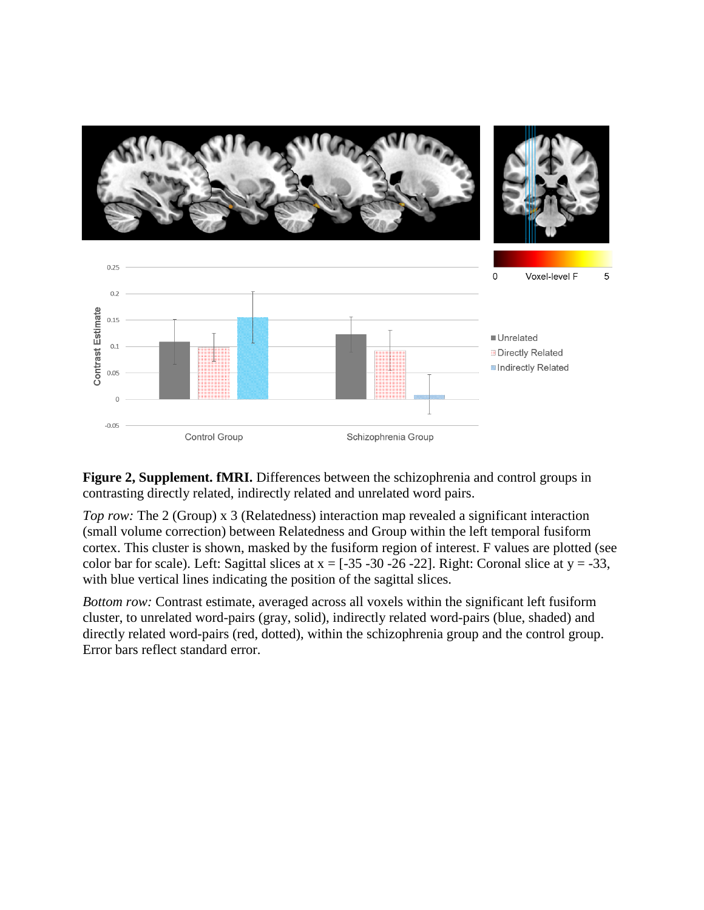0.25

0.2

0.15

0.1

0.05

0

-0.05

Contrast Estimate

Control Group

Schizophrenia Group

Unrelated

Directly Related

Indirectly Related

0 Voxel-level F 5

**Figure 2, Supplement. fMRI.** Differences between the schizophrenia and control groups in contrasting directly related, indirectly related and unrelated word pairs.

*Top row:* The 2 (Group) x 3 (Relatedness) interaction map revealed a significant interaction (small volume correction) between Relatedness and Group within the left temporal fusiform cortex. This cluster is shown, masked by the fusiform region of interest. F values are plotted (see color bar for scale). Left: Sagittal slices at x = [-35 -30 -26 -22]. Right: Coronal slice at y = -33, with blue vertical lines indicating the position of the sagittal slices.

*Bottom row:* Contrast estimate, averaged across all voxels within the significant left fusiform cluster, to unrelated word-pairs (gray, solid), indirectly related word-pairs (blue, shaded) and directly related word-pairs (red, dotted), within the schizophrenia group and the control group. Error bars reflect standard error.